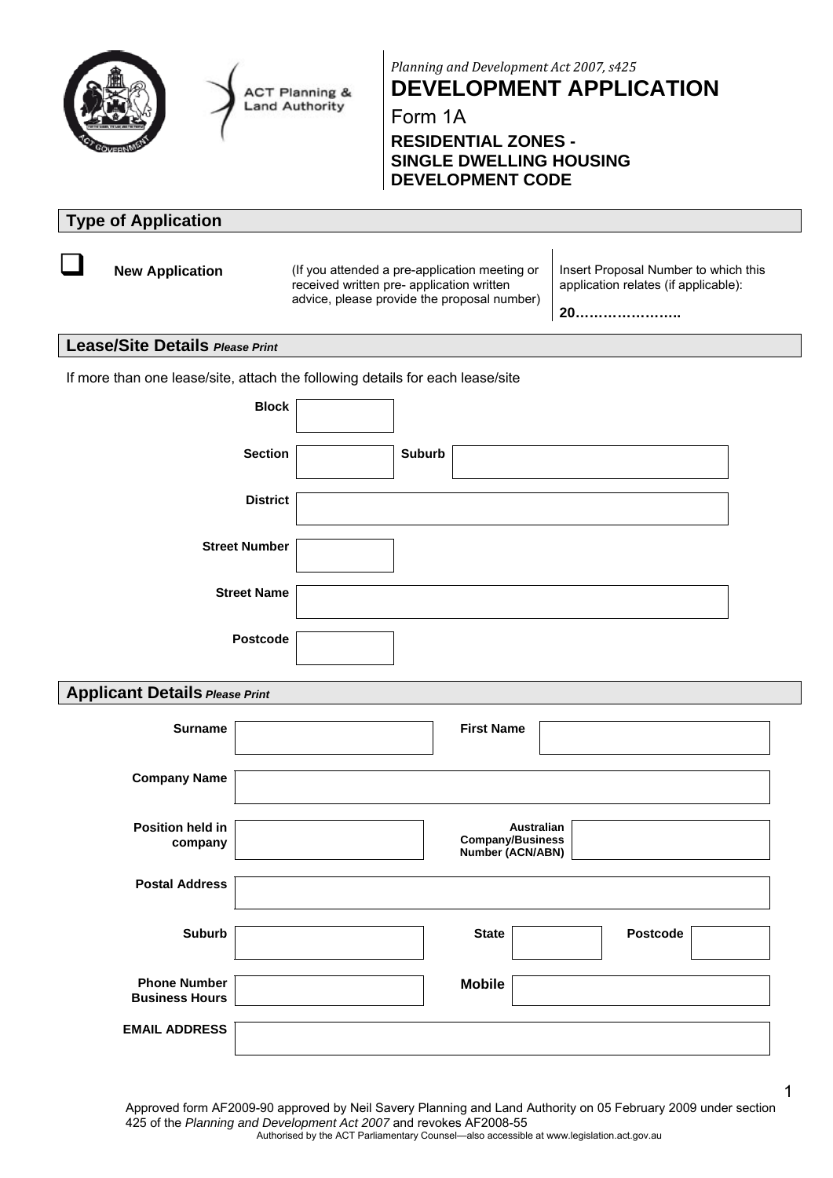ACT Planning & Land Authority

*Planning and Development Act 2007, s425*

# DEVELOPMENT APPLICATION

Form 1A

**RESIDENTIAL ZONES - SINGLE DWELLING HOUSING DEVELOPMENT CODE**

## Type of Application

☐ **New Application**

(If you attended a pre-application meeting or received written pre- application written advice, please provide the proposal number)

Insert Proposal Number to which this application relates (if applicable):

**20…………………..**

## Lease/Site Details *Please Print*

If more than one lease/site, attach the following details for each lease/site

**Block**

**Section** | **Suburb**

**District**

**Street Number**

**Street Name**

**Postcode**

## Applicant Details *Please Print*

**Surname** | **First Name**

**Company Name**

**Position held in company** | **Australian Company/Business Number (ACN/ABN)**

**Postal Address**

**Suburb** | **State** | **Postcode**

**Phone Number Business Hours** | **Mobile**

**EMAIL ADDRESS**

Approved form AF2009-90 approved by Neil Savery Planning and Land Authority on 05 February 2009 under section 425 of the *Planning and Development Act 2007* and revokes AF2008-55

Authorised by the ACT Parliamentary Counsel—also accessible at www.legislation.act.gov.au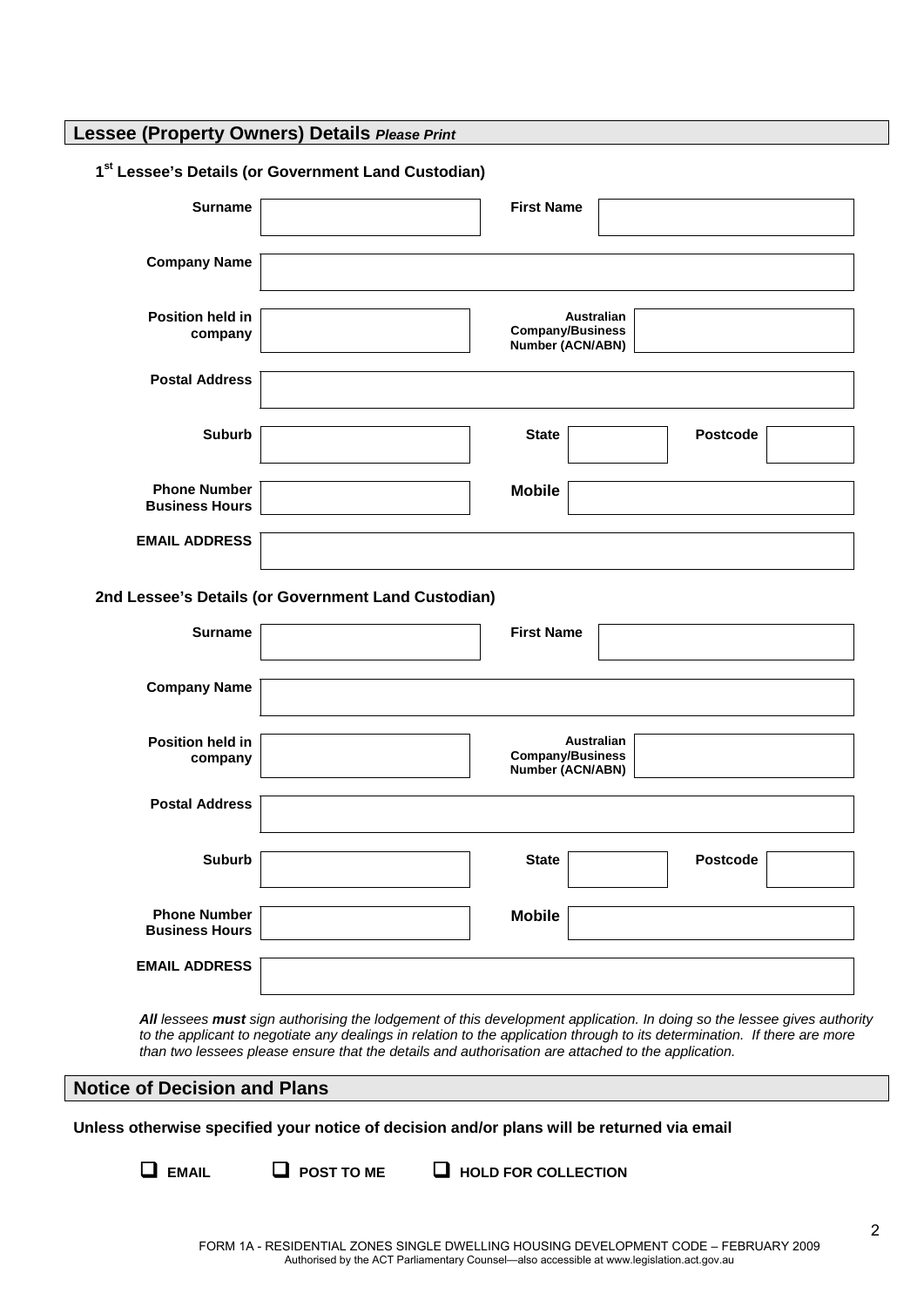## Lessee (Property Owners) Details *Please Print*

### 1st Lessee's Details (or Government Land Custodian)

| | | | | | |
|---|---|---|---|---|---|
| **Surname** | | **First Name** | | | |
| **Company Name** | | | | | |
| **Position held in company** | | **Australian Company/Business Number (ACN/ABN)** | | | |
| **Postal Address** | | | | | |
| **Suburb** | | **State** | | **Postcode** | |
| **Phone Number Business Hours** | | **Mobile** | | | |
| **EMAIL ADDRESS** | | | | | |

### 2nd Lessee's Details (or Government Land Custodian)

| | | | | | |
|---|---|---|---|---|---|
| **Surname** | | **First Name** | | | |
| **Company Name** | | | | | |
| **Position held in company** | | **Australian Company/Business Number (ACN/ABN)** | | | |
| **Postal Address** | | | | | |
| **Suburb** | | **State** | | **Postcode** | |
| **Phone Number Business Hours** | | **Mobile** | | | |
| **EMAIL ADDRESS** | | | | | |

***All** lessees **must** sign authorising the lodgement of this development application. In doing so the lessee gives authority to the applicant to negotiate any dealings in relation to the application through to its determination. If there are more than two lessees please ensure that the details and authorisation are attached to the application.*

## Notice of Decision and Plans

**Unless otherwise specified your notice of decision and/or plans will be returned via email**

☐ **EMAIL** ☐ **POST TO ME** ☐ **HOLD FOR COLLECTION**

FORM 1A - RESIDENTIAL ZONES SINGLE DWELLING HOUSING DEVELOPMENT CODE – FEBRUARY 2009
Authorised by the ACT Parliamentary Counsel—also accessible at www.legislation.act.gov.au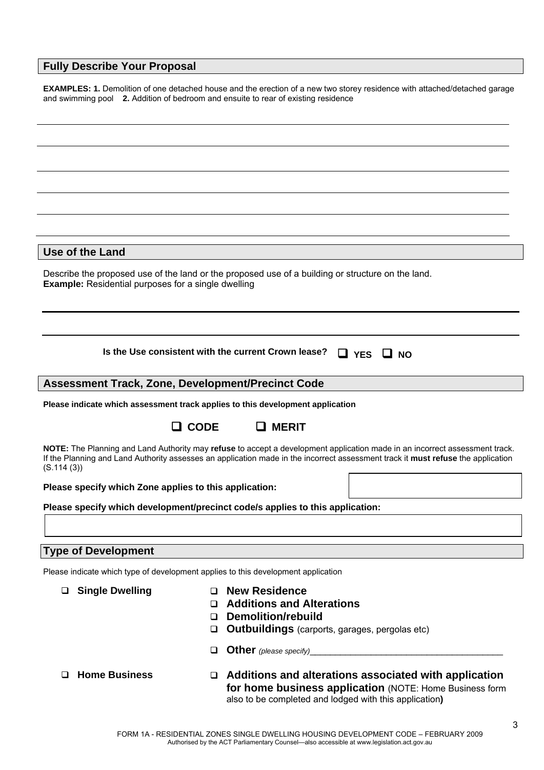## Fully Describe Your Proposal

**EXAMPLES: 1.** Demolition of one detached house and the erection of a new two storey residence with attached/detached garage and swimming pool **2.** Addition of bedroom and ensuite to rear of existing residence

## Use of the Land

Describe the proposed use of the land or the proposed use of a building or structure on the land.
**Example:** Residential purposes for a single dwelling

**Is the Use consistent with the current Crown lease?** ☐ **YES** ☐ **NO**

## Assessment Track, Zone, Development/Precinct Code

**Please indicate which assessment track applies to this development application**

☐ **CODE** ☐ **MERIT**

**NOTE:** The Planning and Land Authority may **refuse** to accept a development application made in an incorrect assessment track. If the Planning and Land Authority assesses an application made in the incorrect assessment track it **must refuse** the application (S.114 (3))

**Please specify which Zone applies to this application:**

**Please specify which development/precinct code/s applies to this application:**

## Type of Development

Please indicate which type of development applies to this development application

- ☐ **Single Dwelling**
  - ☐ **New Residence**
  - ☐ **Additions and Alterations**
  - ☐ **Demolition/rebuild**
  - ☐ **Outbuildings** (carports, garages, pergolas etc)
  - ☐ **Other** *(please specify)*_______________________________________
- ☐ **Home Business**
  - ☐ **Additions and alterations associated with application for home business application** (NOTE: Home Business form also to be completed and lodged with this application**)**

FORM 1A - RESIDENTIAL ZONES SINGLE DWELLING HOUSING DEVELOPMENT CODE – FEBRUARY 2009
Authorised by the ACT Parliamentary Counsel—also accessible at www.legislation.act.gov.au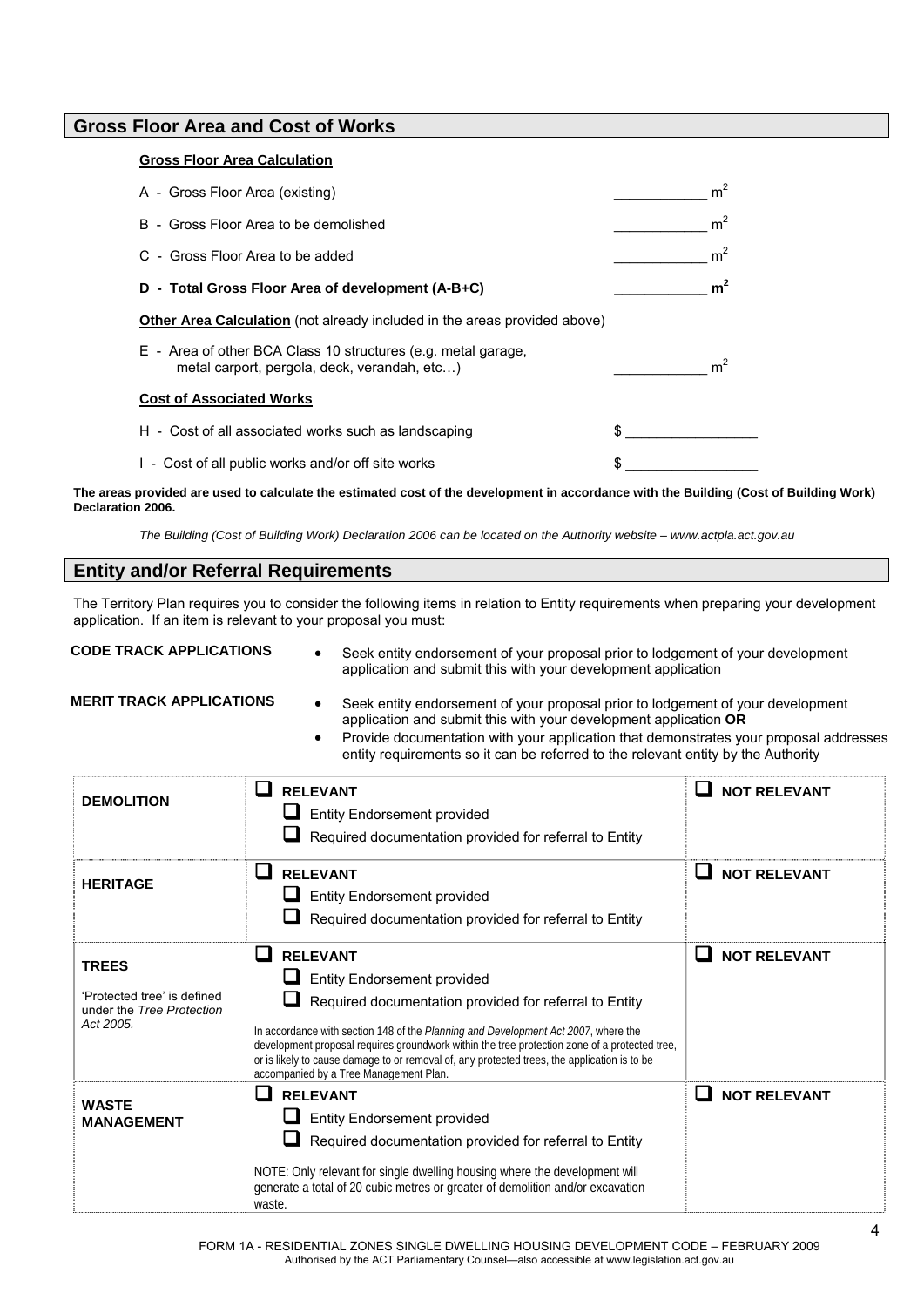## Gross Floor Area and Cost of Works

**Gross Floor Area Calculation**

A - Gross Floor Area (existing) ____________ $m^2$

B - Gross Floor Area to be demolished ____________ $m^2$

C - Gross Floor Area to be added ____________ $m^2$

**D - Total Gross Floor Area of development (A-B+C)** ____________ $\mathbf{m^2}$

**Other Area Calculation** (not already included in the areas provided above)

E - Area of other BCA Class 10 structures (e.g. metal garage, metal carport, pergola, deck, verandah, etc…) ____________ $m^2$

**Cost of Associated Works**

H - Cost of all associated works such as landscaping $ ________________

I - Cost of all public works and/or off site works $ ________________

**The areas provided are used to calculate the estimated cost of the development in accordance with the Building (Cost of Building Work) Declaration 2006.**

*The Building (Cost of Building Work) Declaration 2006 can be located on the Authority website – www.actpla.act.gov.au*

## Entity and/or Referral Requirements

The Territory Plan requires you to consider the following items in relation to Entity requirements when preparing your development application. If an item is relevant to your proposal you must:

**CODE TRACK APPLICATIONS**

- Seek entity endorsement of your proposal prior to lodgement of your development application and submit this with your development application

**MERIT TRACK APPLICATIONS**

- Seek entity endorsement of your proposal prior to lodgement of your development application and submit this with your development application **OR**
- Provide documentation with your application that demonstrates your proposal addresses entity requirements so it can be referred to the relevant entity by the Authority

| | | |
|---|---|---|
| **DEMOLITION** | ☐ **RELEVANT**<br>☐ Entity Endorsement provided<br>☐ Required documentation provided for referral to Entity | ☐ **NOT RELEVANT** |
| **HERITAGE** | ☐ **RELEVANT**<br>☐ Entity Endorsement provided<br>☐ Required documentation provided for referral to Entity | ☐ **NOT RELEVANT** |
| **TREES**<br>'Protected tree' is defined under the *Tree Protection Act 2005.* | ☐ **RELEVANT**<br>☐ Entity Endorsement provided<br>☐ Required documentation provided for referral to Entity<br>In accordance with section 148 of the *Planning and Development Act 2007*, where the development proposal requires groundwork within the tree protection zone of a protected tree, or is likely to cause damage to or removal of, any protected trees, the application is to be accompanied by a Tree Management Plan. | ☐ **NOT RELEVANT** |
| **WASTE MANAGEMENT** | ☐ **RELEVANT**<br>☐ Entity Endorsement provided<br>☐ Required documentation provided for referral to Entity<br>NOTE: Only relevant for single dwelling housing where the development will generate a total of 20 cubic metres or greater of demolition and/or excavation waste. | ☐ **NOT RELEVANT** |

FORM 1A - RESIDENTIAL ZONES SINGLE DWELLING HOUSING DEVELOPMENT CODE – FEBRUARY 2009
Authorised by the ACT Parliamentary Counsel—also accessible at www.legislation.act.gov.au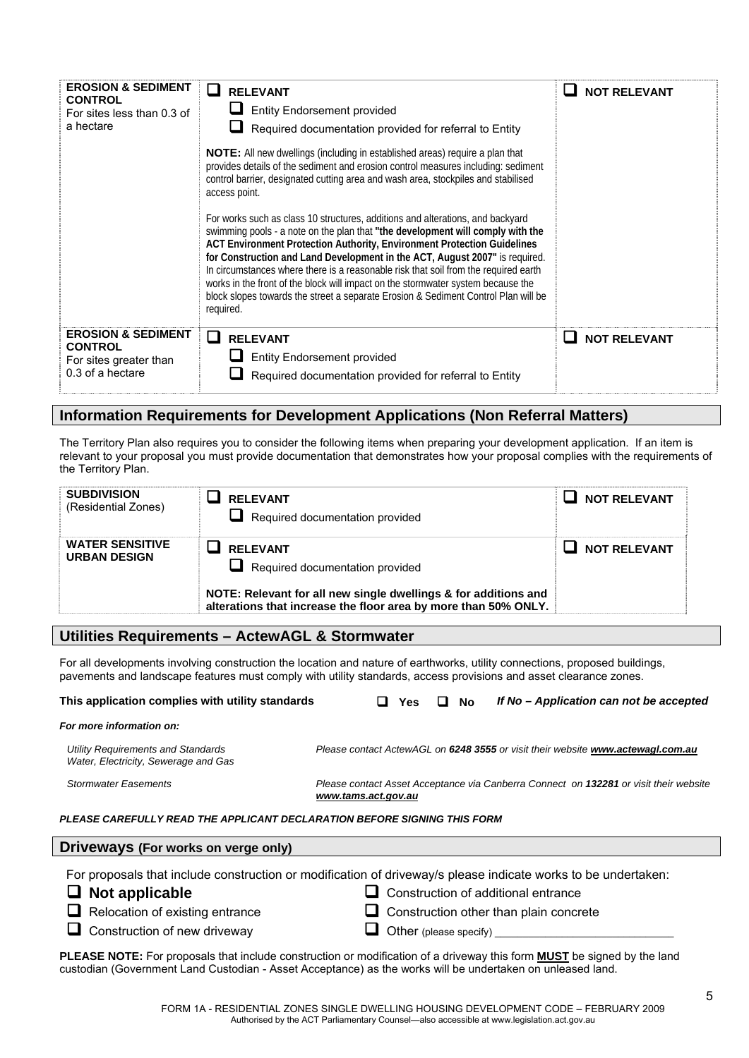| | | |
|---|---|---|
| **EROSION & SEDIMENT CONTROL** For sites less than 0.3 of a hectare | ☐ **RELEVANT**<br>☐ Entity Endorsement provided<br>☐ Required documentation provided for referral to Entity<br><br>**NOTE:** All new dwellings (including in established areas) require a plan that provides details of the sediment and erosion control measures including: sediment control barrier, designated cutting area and wash area, stockpiles and stabilised access point.<br><br>For works such as class 10 structures, additions and alterations, and backyard swimming pools - a note on the plan that **"the development will comply with the ACT Environment Protection Authority, Environment Protection Guidelines for Construction and Land Development in the ACT, August 2007"** is required. In circumstances where there is a reasonable risk that soil from the required earth works in the front of the block will impact on the stormwater system because the block slopes towards the street a separate Erosion & Sediment Control Plan will be required. | ☐ **NOT RELEVANT** |
| **EROSION & SEDIMENT CONTROL** For sites greater than 0.3 of a hectare | ☐ **RELEVANT**<br>☐ Entity Endorsement provided<br>☐ Required documentation provided for referral to Entity | ☐ **NOT RELEVANT** |

## Information Requirements for Development Applications (Non Referral Matters)

The Territory Plan also requires you to consider the following items when preparing your development application. If an item is relevant to your proposal you must provide documentation that demonstrates how your proposal complies with the requirements of the Territory Plan.

| | | |
|---|---|---|
| **SUBDIVISION** (Residential Zones) | ☐ **RELEVANT**<br>☐ Required documentation provided | ☐ **NOT RELEVANT** |
| **WATER SENSITIVE URBAN DESIGN** | ☐ **RELEVANT**<br>☐ Required documentation provided<br><br>**NOTE: Relevant for all new single dwellings & for additions and alterations that increase the floor area by more than 50% ONLY.** | ☐ **NOT RELEVANT** |

## Utilities Requirements – ActewAGL & Stormwater

For all developments involving construction the location and nature of earthworks, utility connections, proposed buildings, pavements and landscape features must comply with utility standards, access provisions and asset clearance zones.

**This application complies with utility standards** ☐ **Yes** ☐ **No** ***If No – Application can not be accepted***

***For more information on:***

| | |
|---|---|
| *Utility Requirements and Standards Water, Electricity, Sewerage and Gas* | *Please contact ActewAGL on **6248 3555** or visit their website **www.actewagl.com.au*** |
| *Stormwater Easements* | *Please contact Asset Acceptance via Canberra Connect on **132281** or visit their website **www.tams.act.gov.au*** |

***PLEASE CAREFULLY READ THE APPLICANT DECLARATION BEFORE SIGNING THIS FORM***

## Driveways (For works on verge only)

For proposals that include construction or modification of driveway/s please indicate works to be undertaken:

- ☐ **Not applicable**
- ☐ Relocation of existing entrance
- ☐ Construction of new driveway
- ☐ Construction of additional entrance
- ☐ Construction other than plain concrete
- ☐ Other (please specify) ___________________________

**PLEASE NOTE:** For proposals that include construction or modification of a driveway this form **MUST** be signed by the land custodian (Government Land Custodian - Asset Acceptance) as the works will be undertaken on unleased land.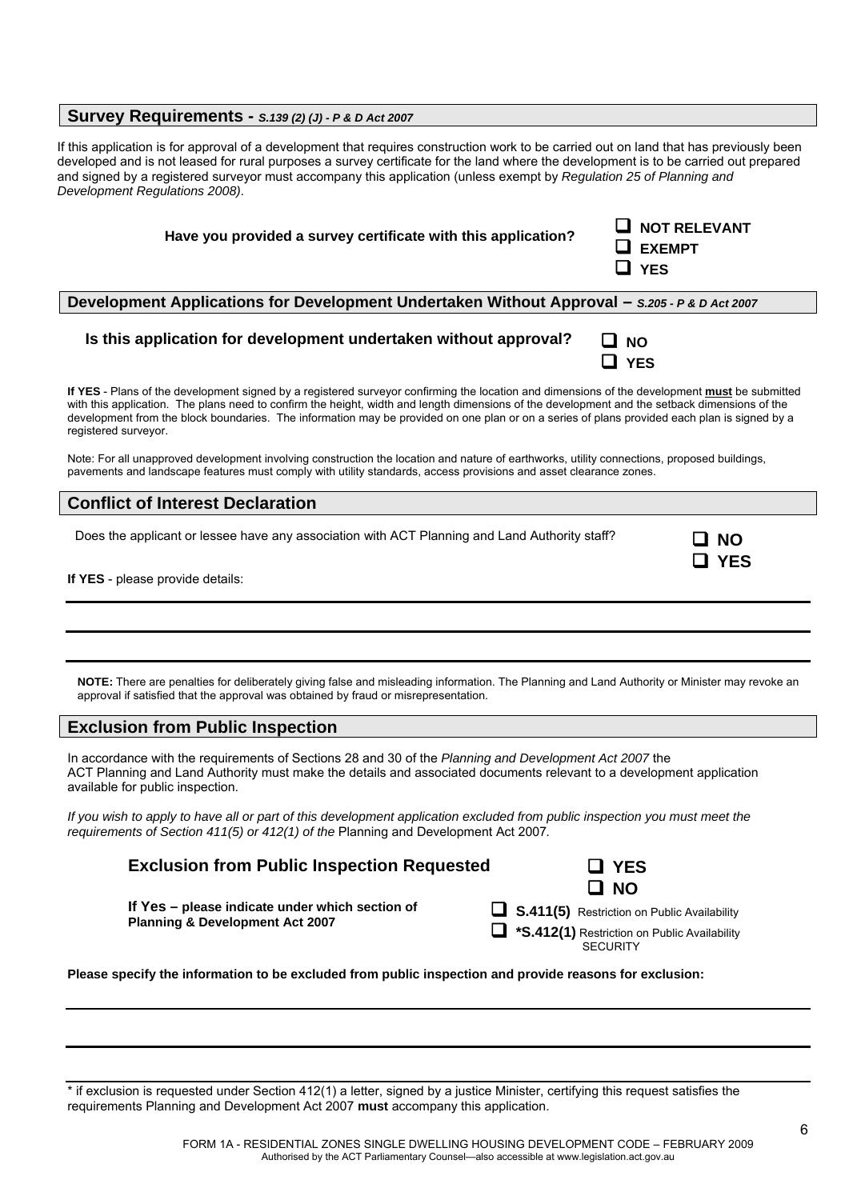## Survey Requirements - *S.139 (2) (J) - P & D Act 2007*

If this application is for approval of a development that requires construction work to be carried out on land that has previously been developed and is not leased for rural purposes a survey certificate for the land where the development is to be carried out prepared and signed by a registered surveyor must accompany this application (unless exempt by *Regulation 25 of Planning and Development Regulations 2008)*.

**Have you provided a survey certificate with this application?**

- ☐ **NOT RELEVANT**
- ☐ **EXEMPT**
- ☐ **YES**

## Development Applications for Development Undertaken Without Approval – *S.205 - P & D Act 2007*

**Is this application for development undertaken without approval?**

- ☐ **NO**
- ☐ **YES**

**If YES** - Plans of the development signed by a registered surveyor confirming the location and dimensions of the development **must** be submitted with this application. The plans need to confirm the height, width and length dimensions of the development and the setback dimensions of the development from the block boundaries. The information may be provided on one plan or on a series of plans provided each plan is signed by a registered surveyor.

Note: For all unapproved development involving construction the location and nature of earthworks, utility connections, proposed buildings, pavements and landscape features must comply with utility standards, access provisions and asset clearance zones.

## Conflict of Interest Declaration

Does the applicant or lessee have any association with ACT Planning and Land Authority staff?

- ☐ **NO**
- ☐ **YES**

**If YES** - please provide details:

______________________________________________________________________

______________________________________________________________________

______________________________________________________________________

**NOTE:** There are penalties for deliberately giving false and misleading information. The Planning and Land Authority or Minister may revoke an approval if satisfied that the approval was obtained by fraud or misrepresentation.

## Exclusion from Public Inspection

In accordance with the requirements of Sections 28 and 30 of the *Planning and Development Act 2007* the ACT Planning and Land Authority must make the details and associated documents relevant to a development application available for public inspection.

*If you wish to apply to have all or part of this development application excluded from public inspection you must meet the requirements of Section 411(5) or 412(1) of the* Planning and Development Act 2007*.*

**Exclusion from Public Inspection Requested**

- ☐ **YES**
- ☐ **NO**

**If Yes – please indicate under which section of Planning & Development Act 2007**

- ☐ **S.411(5)** Restriction on Public Availability
- ☐ **\*S.412(1)** Restriction on Public Availability SECURITY

**Please specify the information to be excluded from public inspection and provide reasons for exclusion:**

______________________________________________________________________

______________________________________________________________________

______________________________________________________________________

\* if exclusion is requested under Section 412(1) a letter, signed by a justice Minister, certifying this request satisfies the requirements Planning and Development Act 2007 **must** accompany this application.

FORM 1A - RESIDENTIAL ZONES SINGLE DWELLING HOUSING DEVELOPMENT CODE – FEBRUARY 2009
Authorised by the ACT Parliamentary Counsel—also accessible at www.legislation.act.gov.au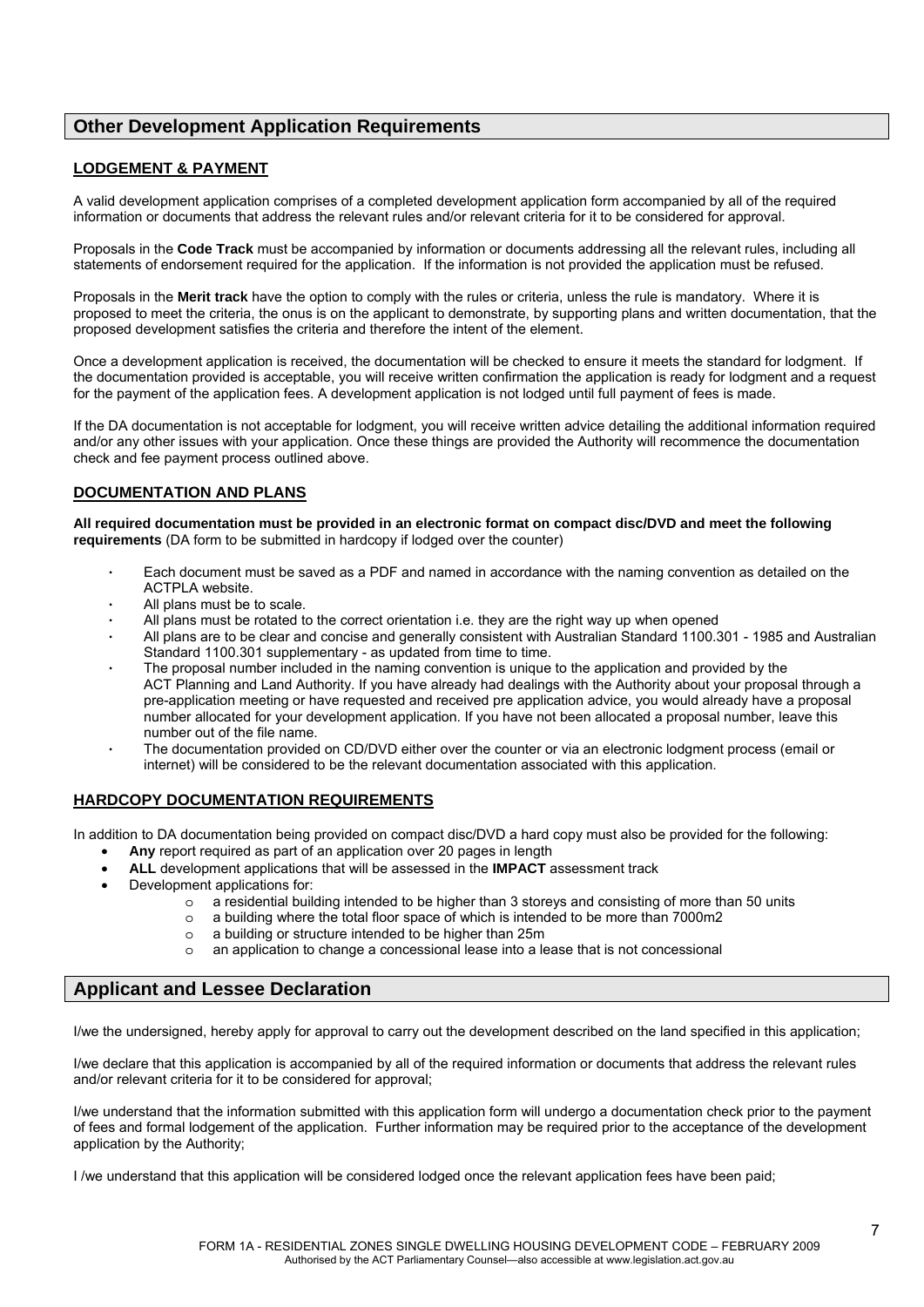## Other Development Application Requirements

### LODGEMENT & PAYMENT

A valid development application comprises of a completed development application form accompanied by all of the required information or documents that address the relevant rules and/or relevant criteria for it to be considered for approval.

Proposals in the **Code Track** must be accompanied by information or documents addressing all the relevant rules, including all statements of endorsement required for the application. If the information is not provided the application must be refused.

Proposals in the **Merit track** have the option to comply with the rules or criteria, unless the rule is mandatory. Where it is proposed to meet the criteria, the onus is on the applicant to demonstrate, by supporting plans and written documentation, that the proposed development satisfies the criteria and therefore the intent of the element.

Once a development application is received, the documentation will be checked to ensure it meets the standard for lodgment. If the documentation provided is acceptable, you will receive written confirmation the application is ready for lodgment and a request for the payment of the application fees. A development application is not lodged until full payment of fees is made.

If the DA documentation is not acceptable for lodgment, you will receive written advice detailing the additional information required and/or any other issues with your application. Once these things are provided the Authority will recommence the documentation check and fee payment process outlined above.

### DOCUMENTATION AND PLANS

**All required documentation must be provided in an electronic format on compact disc/DVD and meet the following requirements** (DA form to be submitted in hardcopy if lodged over the counter)

- Each document must be saved as a PDF and named in accordance with the naming convention as detailed on the ACTPLA website.
- All plans must be to scale.
- All plans must be rotated to the correct orientation i.e. they are the right way up when opened
- All plans are to be clear and concise and generally consistent with Australian Standard 1100.301 - 1985 and Australian Standard 1100.301 supplementary - as updated from time to time.
- The proposal number included in the naming convention is unique to the application and provided by the ACT Planning and Land Authority. If you have already had dealings with the Authority about your proposal through a pre-application meeting or have requested and received pre application advice, you would already have a proposal number allocated for your development application. If you have not been allocated a proposal number, leave this number out of the file name.
- The documentation provided on CD/DVD either over the counter or via an electronic lodgment process (email or internet) will be considered to be the relevant documentation associated with this application.

### HARDCOPY DOCUMENTATION REQUIREMENTS

In addition to DA documentation being provided on compact disc/DVD a hard copy must also be provided for the following:

- **Any** report required as part of an application over 20 pages in length
- **ALL** development applications that will be assessed in the **IMPACT** assessment track
- Development applications for:
  - a residential building intended to be higher than 3 storeys and consisting of more than 50 units
  - a building where the total floor space of which is intended to be more than 7000m2
  - a building or structure intended to be higher than 25m
  - an application to change a concessional lease into a lease that is not concessional

## Applicant and Lessee Declaration

I/we the undersigned, hereby apply for approval to carry out the development described on the land specified in this application;

I/we declare that this application is accompanied by all of the required information or documents that address the relevant rules and/or relevant criteria for it to be considered for approval;

I/we understand that the information submitted with this application form will undergo a documentation check prior to the payment of fees and formal lodgement of the application. Further information may be required prior to the acceptance of the development application by the Authority;

I /we understand that this application will be considered lodged once the relevant application fees have been paid;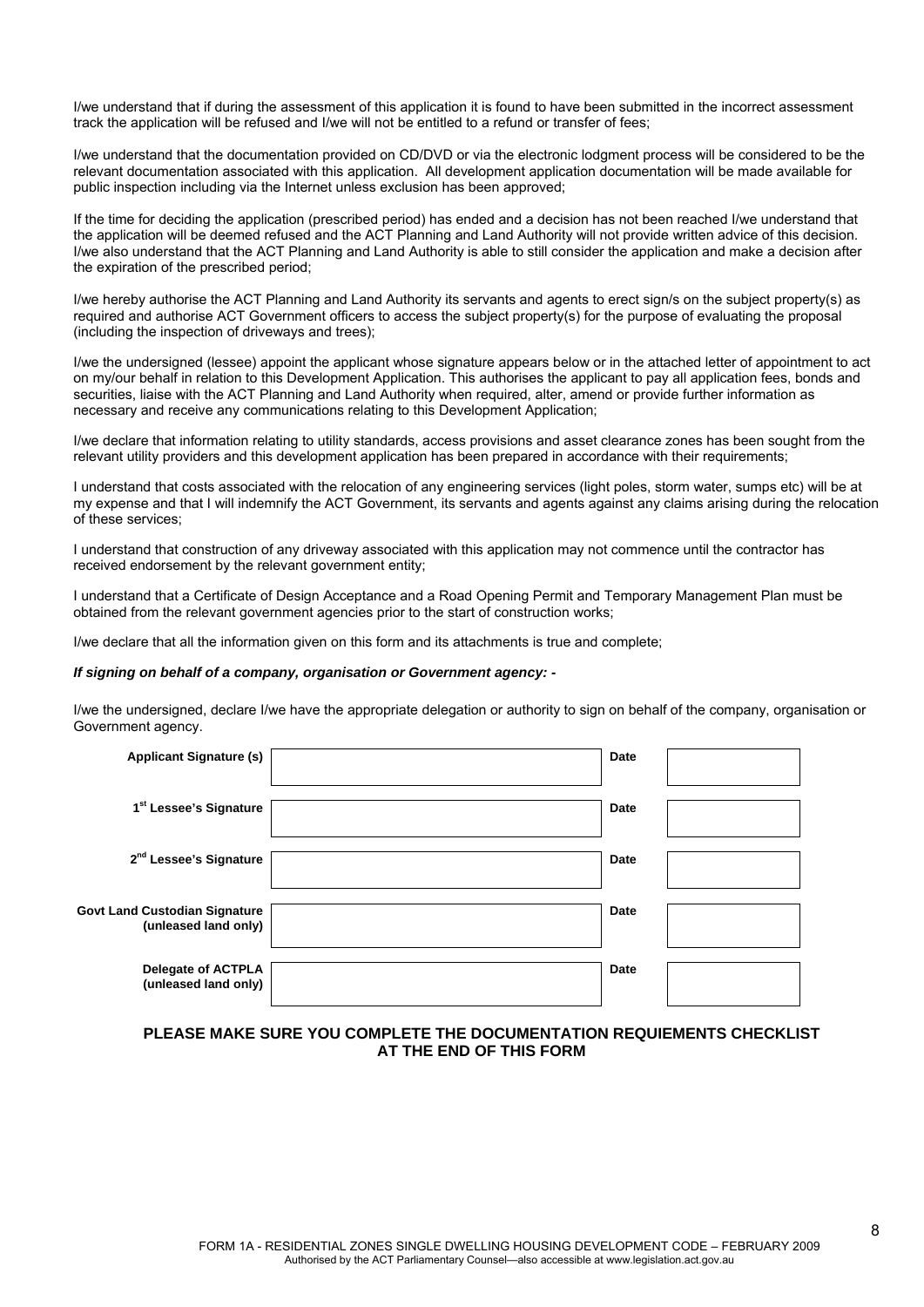I/we understand that if during the assessment of this application it is found to have been submitted in the incorrect assessment track the application will be refused and I/we will not be entitled to a refund or transfer of fees;

I/we understand that the documentation provided on CD/DVD or via the electronic lodgment process will be considered to be the relevant documentation associated with this application. All development application documentation will be made available for public inspection including via the Internet unless exclusion has been approved;

If the time for deciding the application (prescribed period) has ended and a decision has not been reached I/we understand that the application will be deemed refused and the ACT Planning and Land Authority will not provide written advice of this decision. I/we also understand that the ACT Planning and Land Authority is able to still consider the application and make a decision after the expiration of the prescribed period;

I/we hereby authorise the ACT Planning and Land Authority its servants and agents to erect sign/s on the subject property(s) as required and authorise ACT Government officers to access the subject property(s) for the purpose of evaluating the proposal (including the inspection of driveways and trees);

I/we the undersigned (lessee) appoint the applicant whose signature appears below or in the attached letter of appointment to act on my/our behalf in relation to this Development Application. This authorises the applicant to pay all application fees, bonds and securities, liaise with the ACT Planning and Land Authority when required, alter, amend or provide further information as necessary and receive any communications relating to this Development Application;

I/we declare that information relating to utility standards, access provisions and asset clearance zones has been sought from the relevant utility providers and this development application has been prepared in accordance with their requirements;

I understand that costs associated with the relocation of any engineering services (light poles, storm water, sumps etc) will be at my expense and that I will indemnify the ACT Government, its servants and agents against any claims arising during the relocation of these services;

I understand that construction of any driveway associated with this application may not commence until the contractor has received endorsement by the relevant government entity;

I understand that a Certificate of Design Acceptance and a Road Opening Permit and Temporary Management Plan must be obtained from the relevant government agencies prior to the start of construction works;

I/we declare that all the information given on this form and its attachments is true and complete;

***If signing on behalf of a company, organisation or Government agency: -***

I/we the undersigned, declare I/we have the appropriate delegation or authority to sign on behalf of the company, organisation or Government agency.

| | | | |
|---|---|---|---|
| **Applicant Signature (s)** | | **Date** | |
| **1st Lessee's Signature** | | **Date** | |
| **2nd Lessee's Signature** | | **Date** | |
| **Govt Land Custodian Signature (unleased land only)** | | **Date** | |
| **Delegate of ACTPLA (unleased land only)** | | **Date** | |

**PLEASE MAKE SURE YOU COMPLETE THE DOCUMENTATION REQUIEMENTS CHECKLIST AT THE END OF THIS FORM**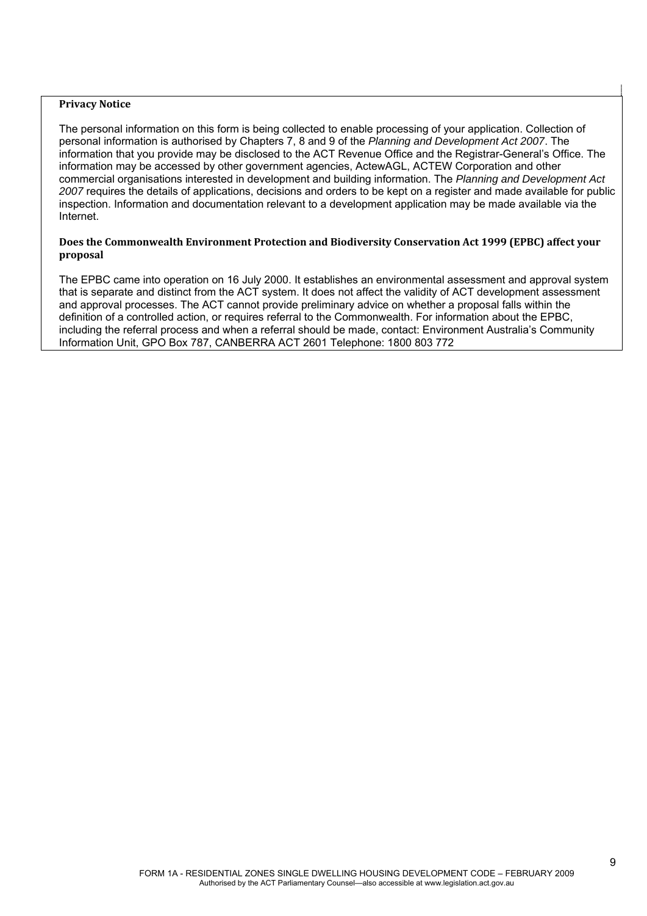**Privacy Notice**

The personal information on this form is being collected to enable processing of your application. Collection of personal information is authorised by Chapters 7, 8 and 9 of the *Planning and Development Act 2007*. The information that you provide may be disclosed to the ACT Revenue Office and the Registrar-General's Office. The information may be accessed by other government agencies, ActewAGL, ACTEW Corporation and other commercial organisations interested in development and building information. The *Planning and Development Act 2007* requires the details of applications, decisions and orders to be kept on a register and made available for public inspection. Information and documentation relevant to a development application may be made available via the Internet.

**Does the Commonwealth Environment Protection and Biodiversity Conservation Act 1999 (EPBC) affect your proposal**

The EPBC came into operation on 16 July 2000. It establishes an environmental assessment and approval system that is separate and distinct from the ACT system. It does not affect the validity of ACT development assessment and approval processes. The ACT cannot provide preliminary advice on whether a proposal falls within the definition of a controlled action, or requires referral to the Commonwealth. For information about the EPBC, including the referral process and when a referral should be made, contact: Environment Australia's Community Information Unit, GPO Box 787, CANBERRA ACT 2601 Telephone: 1800 803 772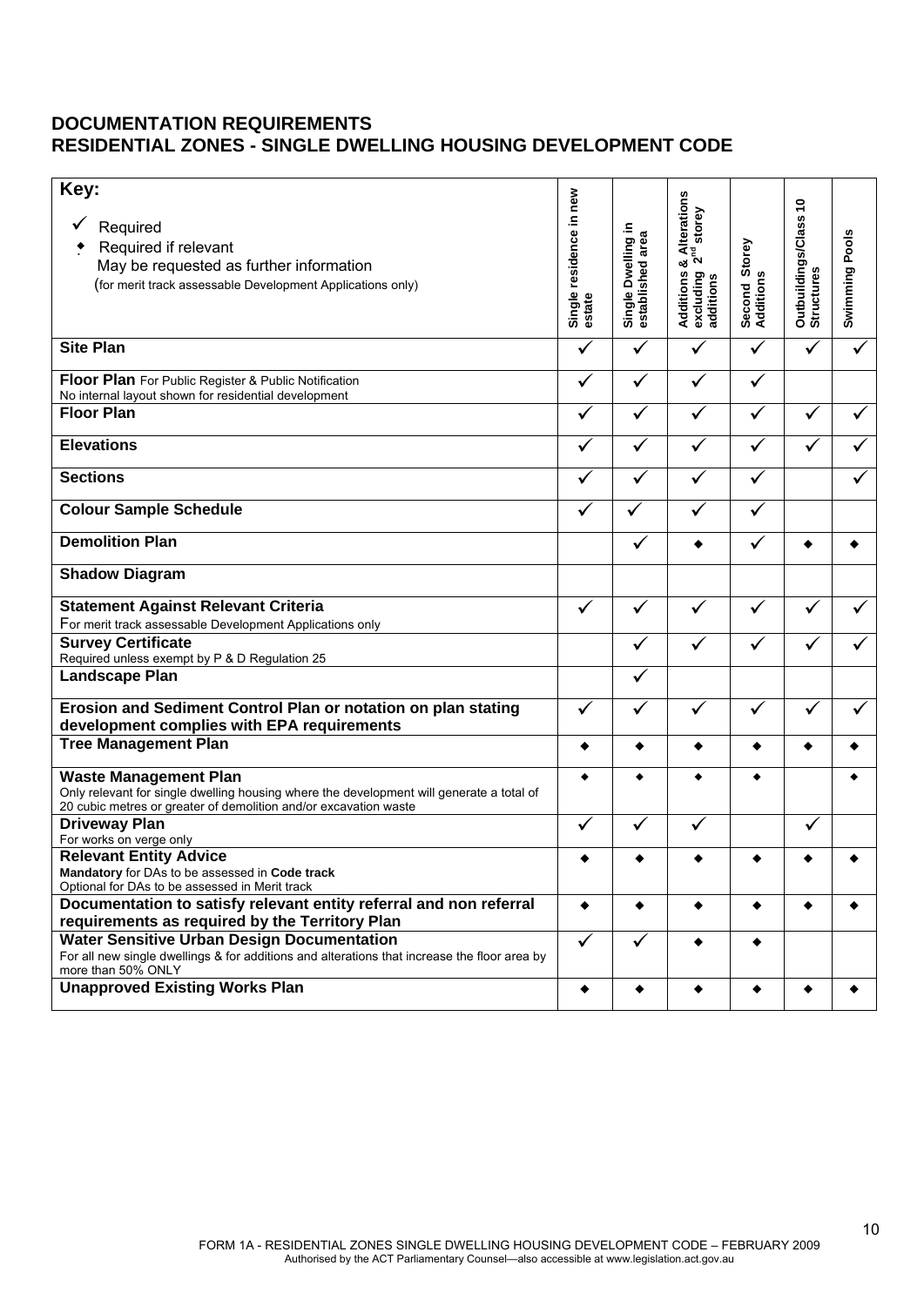## DOCUMENTATION REQUIREMENTS
## RESIDENTIAL ZONES - SINGLE DWELLING HOUSING DEVELOPMENT CODE

| **Key:**<br>✓ Required<br>◆ Required if relevant<br>May be requested as further information<br>(for merit track assessable Development Applications only) | Single residence in new estate | Single Dwelling in established area | Additions & Alterations excluding 2nd storey additions | Second Storey Additions | Outbuildings/Class 10 Structures | Swimming Pools |
|---|---|---|---|---|---|---|
| **Site Plan** | ✓ | ✓ | ✓ | ✓ | ✓ | ✓ |
| **Floor Plan** For Public Register & Public Notification<br>No internal layout shown for residential development | ✓ | ✓ | ✓ | ✓ | | |
| **Floor Plan** | ✓ | ✓ | ✓ | ✓ | ✓ | ✓ |
| **Elevations** | ✓ | ✓ | ✓ | ✓ | ✓ | ✓ |
| **Sections** | ✓ | ✓ | ✓ | ✓ | | ✓ |
| **Colour Sample Schedule** | ✓ | ✓ | ✓ | ✓ | | |
| **Demolition Plan** | | ✓ | ◆ | ✓ | ◆ | ◆ |
| **Shadow Diagram** | | | | | | |
| **Statement Against Relevant Criteria**<br>For merit track assessable Development Applications only | ✓ | ✓ | ✓ | ✓ | ✓ | ✓ |
| **Survey Certificate**<br>Required unless exempt by P & D Regulation 25 | | ✓ | ✓ | ✓ | ✓ | ✓ |
| **Landscape Plan** | | ✓ | | | | |
| **Erosion and Sediment Control Plan or notation on plan stating development complies with EPA requirements** | ✓ | ✓ | ✓ | ✓ | ✓ | ✓ |
| **Tree Management Plan** | ◆ | ◆ | ◆ | ◆ | ◆ | ◆ |
| **Waste Management Plan**<br>Only relevant for single dwelling housing where the development will generate a total of 20 cubic metres or greater of demolition and/or excavation waste | ◆ | ◆ | ◆ | ◆ | | ◆ |
| **Driveway Plan**<br>For works on verge only | ✓ | ✓ | ✓ | | ✓ | |
| **Relevant Entity Advice**<br>**Mandatory** for DAs to be assessed in **Code track**<br>Optional for DAs to be assessed in Merit track | ◆ | ◆ | ◆ | ◆ | ◆ | ◆ |
| **Documentation to satisfy relevant entity referral and non referral requirements as required by the Territory Plan** | ◆ | ◆ | ◆ | ◆ | ◆ | ◆ |
| **Water Sensitive Urban Design Documentation**<br>For all new single dwellings & for additions and alterations that increase the floor area by more than 50% ONLY | ✓ | ✓ | ◆ | ◆ | | |
| **Unapproved Existing Works Plan** | ◆ | ◆ | ◆ | ◆ | ◆ | ◆ |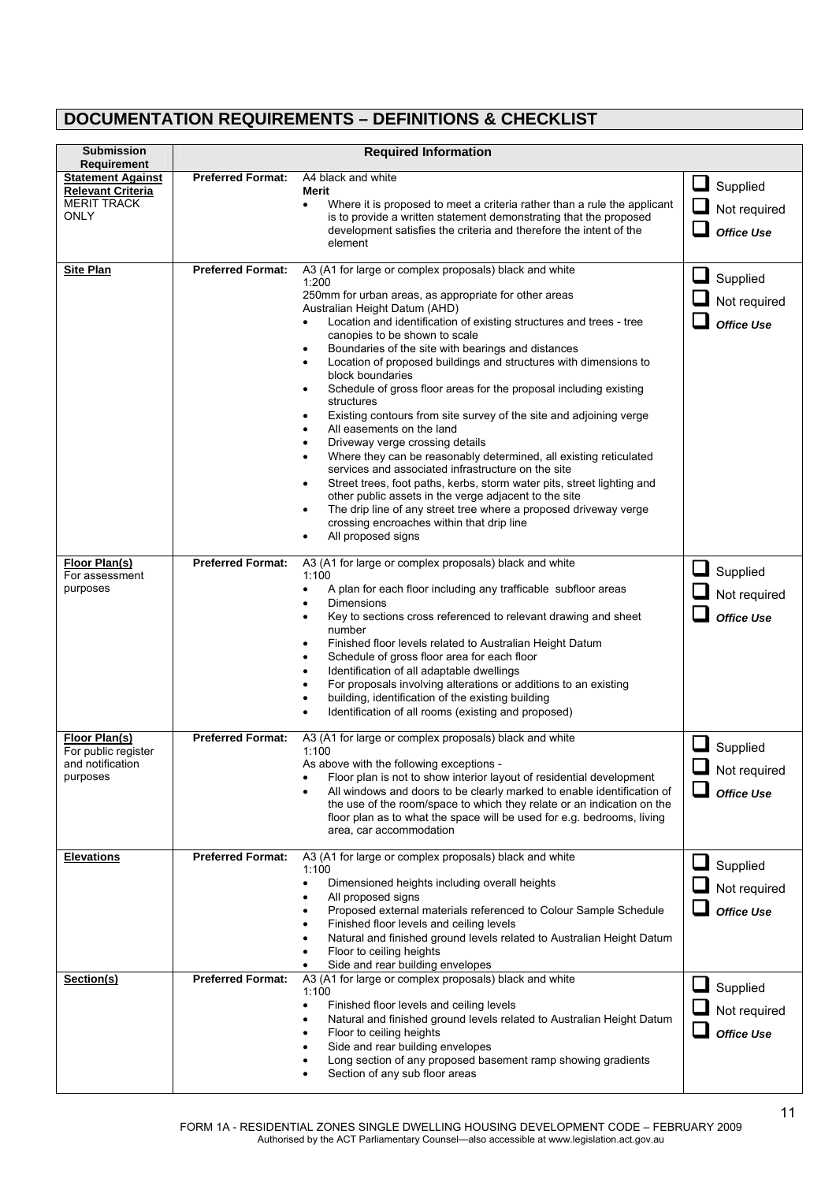## DOCUMENTATION REQUIREMENTS – DEFINITIONS & CHECKLIST

| Submission Requirement | Required Information | | |
|---|---|---|---|
| **Statement Against Relevant Criteria** MERIT TRACK ONLY | **Preferred Format:** | A4 black and white<br>**Merit**<br>• Where it is proposed to meet a criteria rather than a rule the applicant is to provide a written statement demonstrating that the proposed development satisfies the criteria and therefore the intent of the element | ☐ Supplied<br>☐ Not required<br>☐ *Office Use* |
| **Site Plan** | **Preferred Format:** | A3 (A1 for large or complex proposals) black and white<br>1:200<br>250mm for urban areas, as appropriate for other areas<br>Australian Height Datum (AHD)<br>• Location and identification of existing structures and trees - tree canopies to be shown to scale<br>• Boundaries of the site with bearings and distances<br>• Location of proposed buildings and structures with dimensions to block boundaries<br>• Schedule of gross floor areas for the proposal including existing structures<br>• Existing contours from site survey of the site and adjoining verge<br>• All easements on the land<br>• Driveway verge crossing details<br>• Where they can be reasonably determined, all existing reticulated services and associated infrastructure on the site<br>• Street trees, foot paths, kerbs, storm water pits, street lighting and other public assets in the verge adjacent to the site<br>• The drip line of any street tree where a proposed driveway verge crossing encroaches within that drip line<br>• All proposed signs | ☐ Supplied<br>☐ Not required<br>☐ *Office Use* |
| **Floor Plan(s)** For assessment purposes | **Preferred Format:** | A3 (A1 for large or complex proposals) black and white<br>1:100<br>• A plan for each floor including any trafficable subfloor areas<br>• Dimensions<br>• Key to sections cross referenced to relevant drawing and sheet number<br>• Finished floor levels related to Australian Height Datum<br>• Schedule of gross floor area for each floor<br>• Identification of all adaptable dwellings<br>• For proposals involving alterations or additions to an existing<br>• building, identification of the existing building<br>• Identification of all rooms (existing and proposed) | ☐ Supplied<br>☐ Not required<br>☐ *Office Use* |
| **Floor Plan(s)** For public register and notification purposes | **Preferred Format:** | A3 (A1 for large or complex proposals) black and white<br>1:100<br>As above with the following exceptions -<br>• Floor plan is not to show interior layout of residential development<br>• All windows and doors to be clearly marked to enable identification of the use of the room/space to which they relate or an indication on the floor plan as to what the space will be used for e.g. bedrooms, living area, car accommodation | ☐ Supplied<br>☐ Not required<br>☐ *Office Use* |
| **Elevations** | **Preferred Format:** | A3 (A1 for large or complex proposals) black and white<br>1:100<br>• Dimensioned heights including overall heights<br>• All proposed signs<br>• Proposed external materials referenced to Colour Sample Schedule<br>• Finished floor levels and ceiling levels<br>• Natural and finished ground levels related to Australian Height Datum<br>• Floor to ceiling heights<br>• Side and rear building envelopes | ☐ Supplied<br>☐ Not required<br>☐ *Office Use* |
| **Section(s)** | **Preferred Format:** | A3 (A1 for large or complex proposals) black and white<br>1:100<br>• Finished floor levels and ceiling levels<br>• Natural and finished ground levels related to Australian Height Datum<br>• Floor to ceiling heights<br>• Side and rear building envelopes<br>• Long section of any proposed basement ramp showing gradients<br>• Section of any sub floor areas | ☐ Supplied<br>☐ Not required<br>☐ *Office Use* |

FORM 1A - RESIDENTIAL ZONES SINGLE DWELLING HOUSING DEVELOPMENT CODE – FEBRUARY 2009
Authorised by the ACT Parliamentary Counsel—also accessible at www.legislation.act.gov.au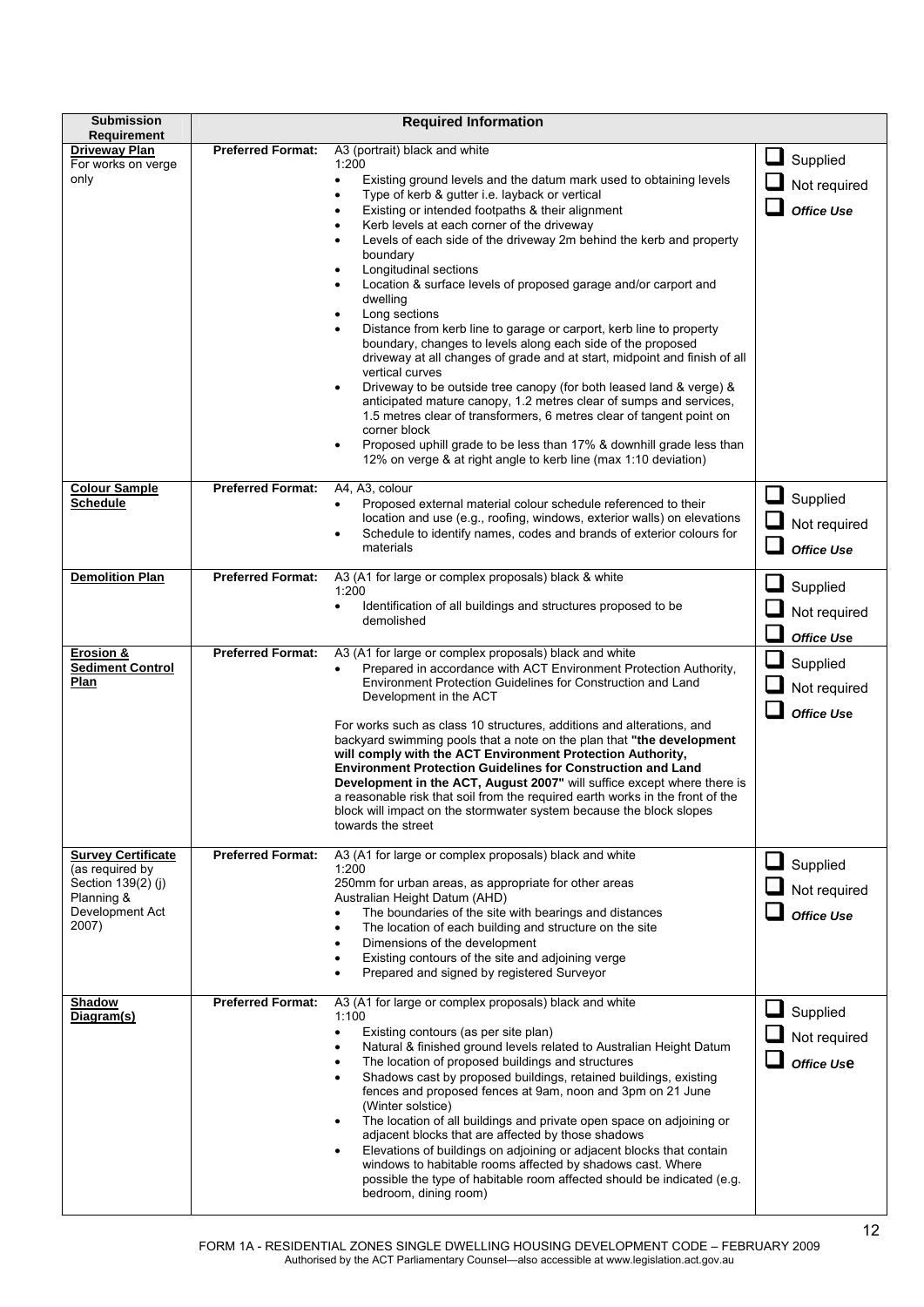| Submission Requirement | Required Information | | |
|---|---|---|---|
| **Driveway Plan** For works on verge only | **Preferred Format:** | A3 (portrait) black and white<br>1:200<br>• Existing ground levels and the datum mark used to obtaining levels<br>• Type of kerb & gutter i.e. layback or vertical<br>• Existing or intended footpaths & their alignment<br>• Kerb levels at each corner of the driveway<br>• Levels of each side of the driveway 2m behind the kerb and property boundary<br>• Longitudinal sections<br>• Location & surface levels of proposed garage and/or carport and dwelling<br>• Long sections<br>• Distance from kerb line to garage or carport, kerb line to property boundary, changes to levels along each side of the proposed driveway at all changes of grade and at start, midpoint and finish of all vertical curves<br>• Driveway to be outside tree canopy (for both leased land & verge) & anticipated mature canopy, 1.2 metres clear of sumps and services, 1.5 metres clear of transformers, 6 metres clear of tangent point on corner block<br>• Proposed uphill grade to be less than 17% & downhill grade less than 12% on verge & at right angle to kerb line (max 1:10 deviation) | ☐ Supplied<br>☐ Not required<br>☐ *Office Use* |
| **Colour Sample Schedule** | **Preferred Format:** | A4, A3, colour<br>• Proposed external material colour schedule referenced to their location and use (e.g., roofing, windows, exterior walls) on elevations<br>• Schedule to identify names, codes and brands of exterior colours for materials | ☐ Supplied<br>☐ Not required<br>☐ *Office Use* |
| **Demolition Plan** | **Preferred Format:** | A3 (A1 for large or complex proposals) black & white<br>1:200<br>• Identification of all buildings and structures proposed to be demolished | ☐ Supplied<br>☐ Not required<br>☐ *Office Use* |
| **Erosion & Sediment Control Plan** | **Preferred Format:** | A3 (A1 for large or complex proposals) black and white<br>• Prepared in accordance with ACT Environment Protection Authority, Environment Protection Guidelines for Construction and Land Development in the ACT<br><br>For works such as class 10 structures, additions and alterations, and backyard swimming pools that a note on the plan that **"the development will comply with the ACT Environment Protection Authority, Environment Protection Guidelines for Construction and Land Development in the ACT, August 2007"** will suffice except where there is a reasonable risk that soil from the required earth works in the front of the block will impact on the stormwater system because the block slopes towards the street | ☐ Supplied<br>☐ Not required<br>☐ *Office Use* |
| **Survey Certificate** (as required by Section 139(2) (j) Planning & Development Act 2007) | **Preferred Format:** | A3 (A1 for large or complex proposals) black and white<br>1:200<br>250mm for urban areas, as appropriate for other areas<br>Australian Height Datum (AHD)<br>• The boundaries of the site with bearings and distances<br>• The location of each building and structure on the site<br>• Dimensions of the development<br>• Existing contours of the site and adjoining verge<br>• Prepared and signed by registered Surveyor | ☐ Supplied<br>☐ Not required<br>☐ *Office Use* |
| **Shadow Diagram(s)** | **Preferred Format:** | A3 (A1 for large or complex proposals) black and white<br>1:100<br>• Existing contours (as per site plan)<br>• Natural & finished ground levels related to Australian Height Datum<br>• The location of proposed buildings and structures<br>• Shadows cast by proposed buildings, retained buildings, existing fences and proposed fences at 9am, noon and 3pm on 21 June (Winter solstice)<br>• The location of all buildings and private open space on adjoining or adjacent blocks that are affected by those shadows<br>• Elevations of buildings on adjoining or adjacent blocks that contain windows to habitable rooms affected by shadows cast. Where possible the type of habitable room affected should be indicated (e.g. bedroom, dining room) | ☐ Supplied<br>☐ Not required<br>☐ *Office Use* |

FORM 1A - RESIDENTIAL ZONES SINGLE DWELLING HOUSING DEVELOPMENT CODE – FEBRUARY 2009
Authorised by the ACT Parliamentary Counsel—also accessible at www.legislation.act.gov.au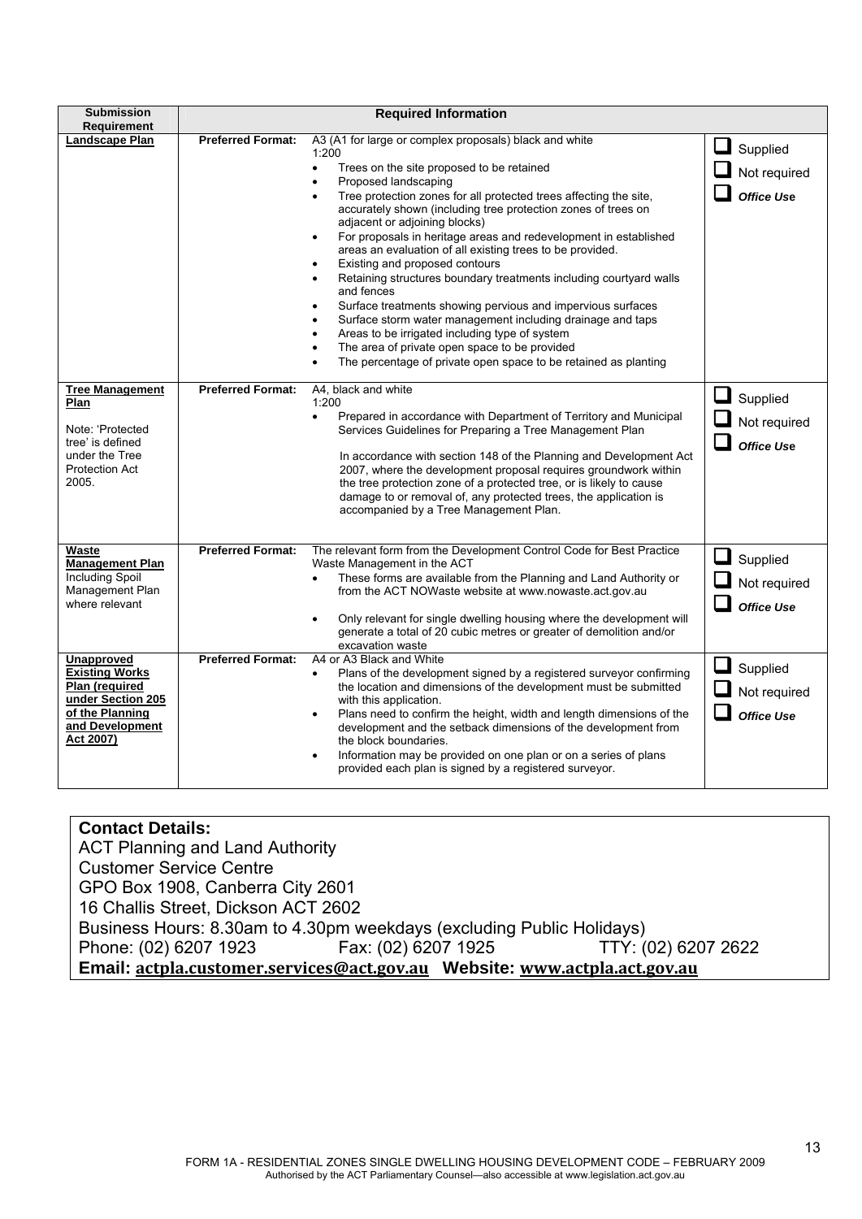| Submission Requirement | Required Information | | |
|---|---|---|---|
| **Landscape Plan** | **Preferred Format:** | A3 (A1 for large or complex proposals) black and white<br>1:200<br>• Trees on the site proposed to be retained<br>• Proposed landscaping<br>• Tree protection zones for all protected trees affecting the site, accurately shown (including tree protection zones of trees on adjacent or adjoining blocks)<br>• For proposals in heritage areas and redevelopment in established areas an evaluation of all existing trees to be provided.<br>• Existing and proposed contours<br>• Retaining structures boundary treatments including courtyard walls and fences<br>• Surface treatments showing pervious and impervious surfaces<br>• Surface storm water management including drainage and taps<br>• Areas to be irrigated including type of system<br>• The area of private open space to be provided<br>• The percentage of private open space to be retained as planting | ❑ Supplied<br>❑ Not required<br>❑ ***Office Use*** |
| **Tree Management Plan**<br><br>Note: 'Protected tree' is defined under the Tree Protection Act 2005. | **Preferred Format:** | A4, black and white<br>1:200<br>• Prepared in accordance with Department of Territory and Municipal Services Guidelines for Preparing a Tree Management Plan<br><br>In accordance with section 148 of the Planning and Development Act 2007, where the development proposal requires groundwork within the tree protection zone of a protected tree, or is likely to cause damage to or removal of, any protected trees, the application is accompanied by a Tree Management Plan. | ❑ Supplied<br>❑ Not required<br>❑ ***Office Use*** |
| **Waste Management Plan** Including Spoil Management Plan where relevant | **Preferred Format:** | The relevant form from the Development Control Code for Best Practice Waste Management in the ACT<br>• These forms are available from the Planning and Land Authority or from the ACT NOWaste website at www.nowaste.act.gov.au<br><br>• Only relevant for single dwelling housing where the development will generate a total of 20 cubic metres or greater of demolition and/or excavation waste | ❑ Supplied<br>❑ Not required<br>❑ ***Office Use*** |
| **Unapproved Existing Works Plan (required under Section 205 of the Planning and Development Act 2007)** | **Preferred Format:** | A4 or A3 Black and White<br>• Plans of the development signed by a registered surveyor confirming the location and dimensions of the development must be submitted with this application.<br>• Plans need to confirm the height, width and length dimensions of the development and the setback dimensions of the development from the block boundaries.<br>• Information may be provided on one plan or on a series of plans provided each plan is signed by a registered surveyor. | ❑ Supplied<br>❑ Not required<br>❑ ***Office Use*** |

**Contact Details:**
ACT Planning and Land Authority
Customer Service Centre
GPO Box 1908, Canberra City 2601
16 Challis Street, Dickson ACT 2602
Business Hours: 8.30am to 4.30pm weekdays (excluding Public Holidays)
Phone: (02) 6207 1923 Fax: (02) 6207 1925 TTY: (02) 6207 2622
**Email: actpla.customer.services@act.gov.au Website: www.actpla.act.gov.au**

FORM 1A - RESIDENTIAL ZONES SINGLE DWELLING HOUSING DEVELOPMENT CODE – FEBRUARY 2009
Authorised by the ACT Parliamentary Counsel—also accessible at www.legislation.act.gov.au